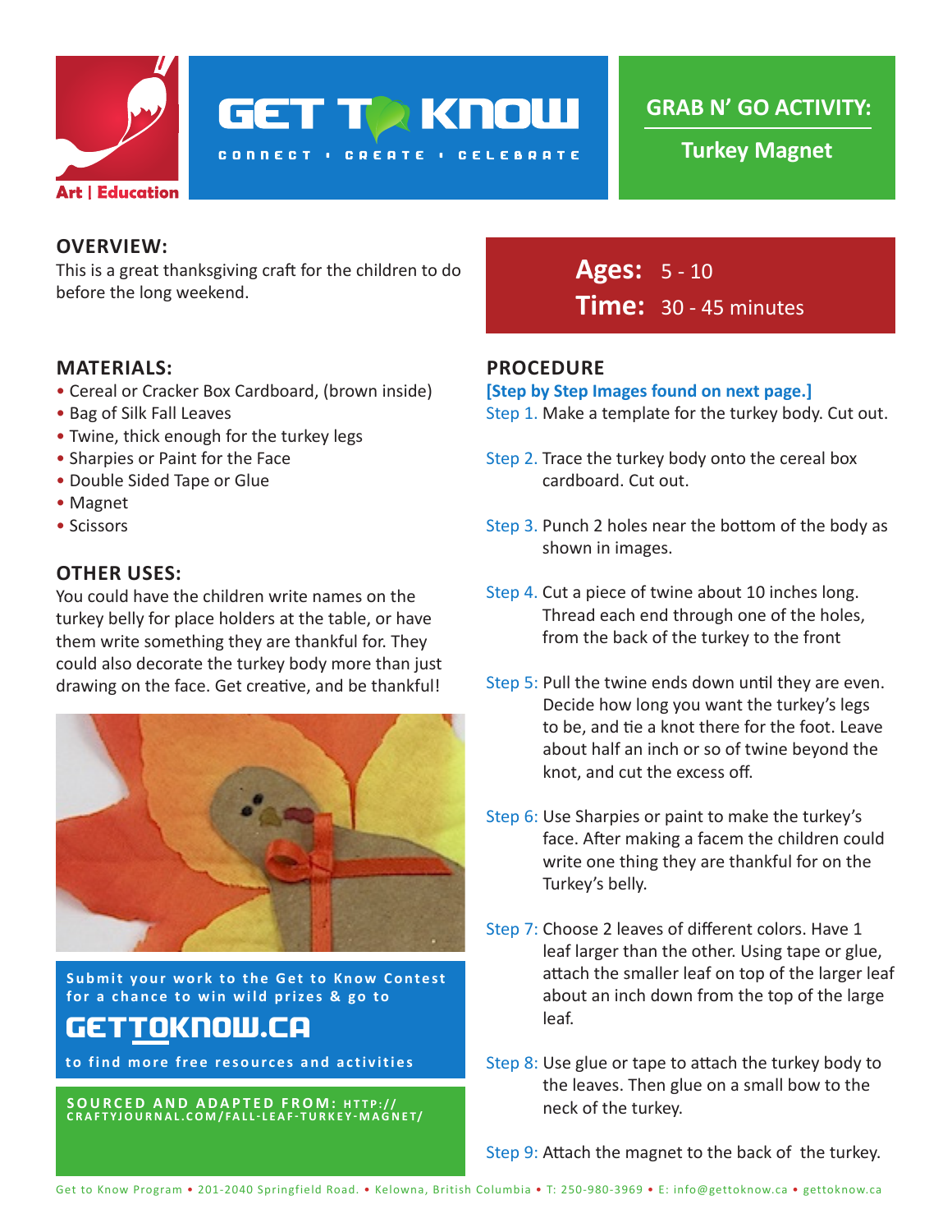Art | Education

# GET TO KNOW

CONNECT • CREATE • CELEBRATE

## GRAB N' GO ACTIVITY:

**Turkey Magnet**

## OVERVIEW:

This is a great thanksgiving craft for the children to do before the long weekend.

**Ages:** 5 - 10
**Time:** 30 - 45 minutes

## MATERIALS:

- Cereal or Cracker Box Cardboard, (brown inside)
- Bag of Silk Fall Leaves
- Twine, thick enough for the turkey legs
- Sharpies or Paint for the Face
- Double Sided Tape or Glue
- Magnet
- Scissors

## OTHER USES:

You could have the children write names on the turkey belly for place holders at the table, or have them write something they are thankful for. They could also decorate the turkey body more than just drawing on the face. Get creative, and be thankful!

Submit your work to the Get to Know Contest for a chance to win wild prizes & go to

**GETTOKNOW.CA**

to find more free resources and activities

**SOURCED AND ADAPTED FROM:** HTTP://CRAFTYJOURNAL.COM/FALL-LEAF-TURKEY-MAGNET/

## PROCEDURE

**[Step by Step Images found on next page.]**

Step 1. Make a template for the turkey body. Cut out.

Step 2. Trace the turkey body onto the cereal box cardboard. Cut out.

Step 3. Punch 2 holes near the bottom of the body as shown in images.

Step 4. Cut a piece of twine about 10 inches long. Thread each end through one of the holes, from the back of the turkey to the front

Step 5: Pull the twine ends down until they are even. Decide how long you want the turkey's legs to be, and tie a knot there for the foot. Leave about half an inch or so of twine beyond the knot, and cut the excess off.

Step 6: Use Sharpies or paint to make the turkey's face. After making a facem the children could write one thing they are thankful for on the Turkey's belly.

Step 7: Choose 2 leaves of different colors. Have 1 leaf larger than the other. Using tape or glue, attach the smaller leaf on top of the larger leaf about an inch down from the top of the large leaf.

Step 8: Use glue or tape to attach the turkey body to the leaves. Then glue on a small bow to the neck of the turkey.

Step 9: Attach the magnet to the back of the turkey.

Get to Know Program • 201-2040 Springfield Road. • Kelowna, British Columbia • T: 250-980-3969 • E: info@gettoknow.ca • gettoknow.ca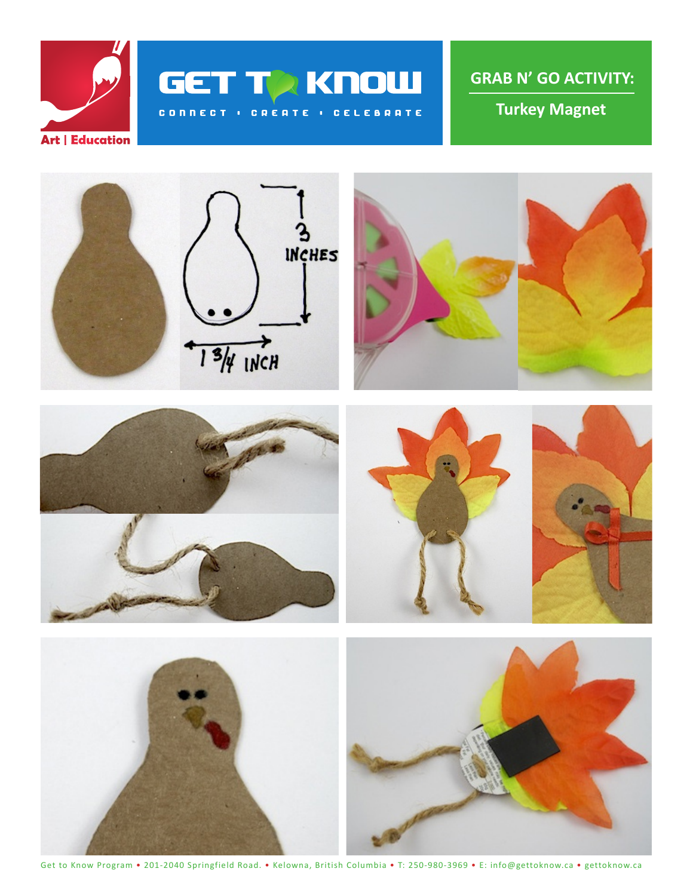Art | Education

GET TO KNOW

CONNECT • CREATE • CELEBRATE

## GRAB N' GO ACTIVITY:

**Turkey Magnet**

3 INCHES

1 3/4 INCH

Get to Know Program • 201-2040 Springfield Road. • Kelowna, British Columbia • T: 250-980-3969 • E: info@gettoknow.ca • gettoknow.ca